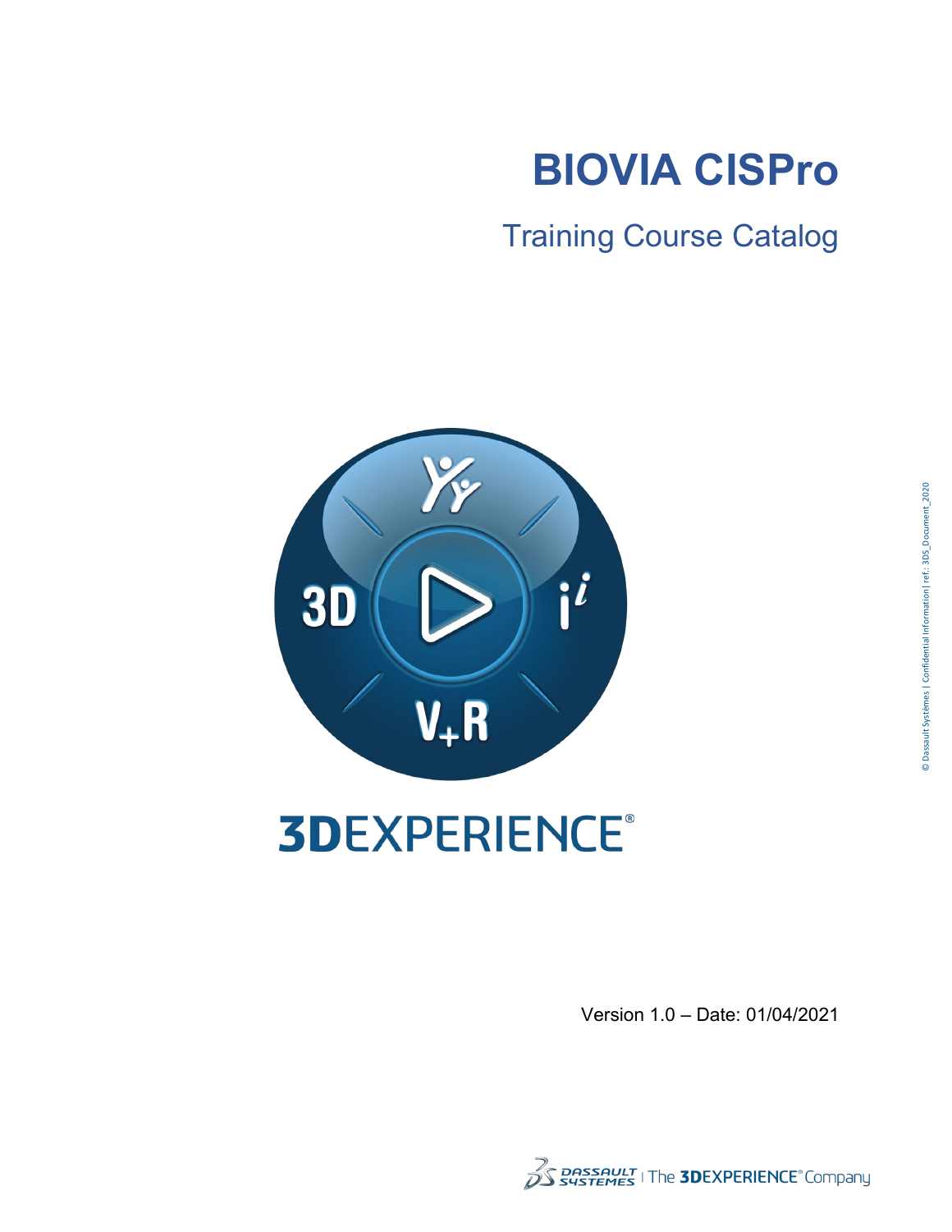# BIOVIA CISPro

## Training Course Catalog

3DEXPERIENCE®

Version 1.0 – Date: 01/04/2021

© Dassault Systèmes | Confidential Information | ref.: 3DS_Document_2020

DASSAULT SYSTEMES | The 3DEXPERIENCE® Company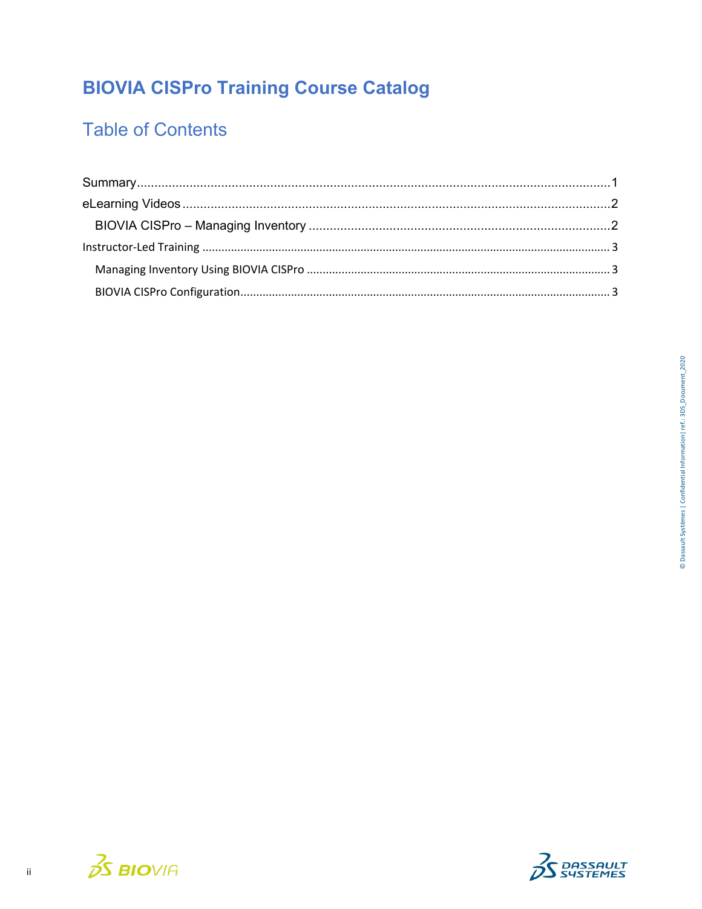# BIOVIA CISPro Training Course Catalog

## Table of Contents

Summary ........................................................................................................................................ 1
eLearning Videos ........................................................................................................................... 2
  BIOVIA CISPro – Managing Inventory ....................................................................................... 2
Instructor-Led Training ................................................................................................................... 3
  Managing Inventory Using BIOVIA CISPro ................................................................................ 3
  BIOVIA CISPro Configuration ..................................................................................................... 3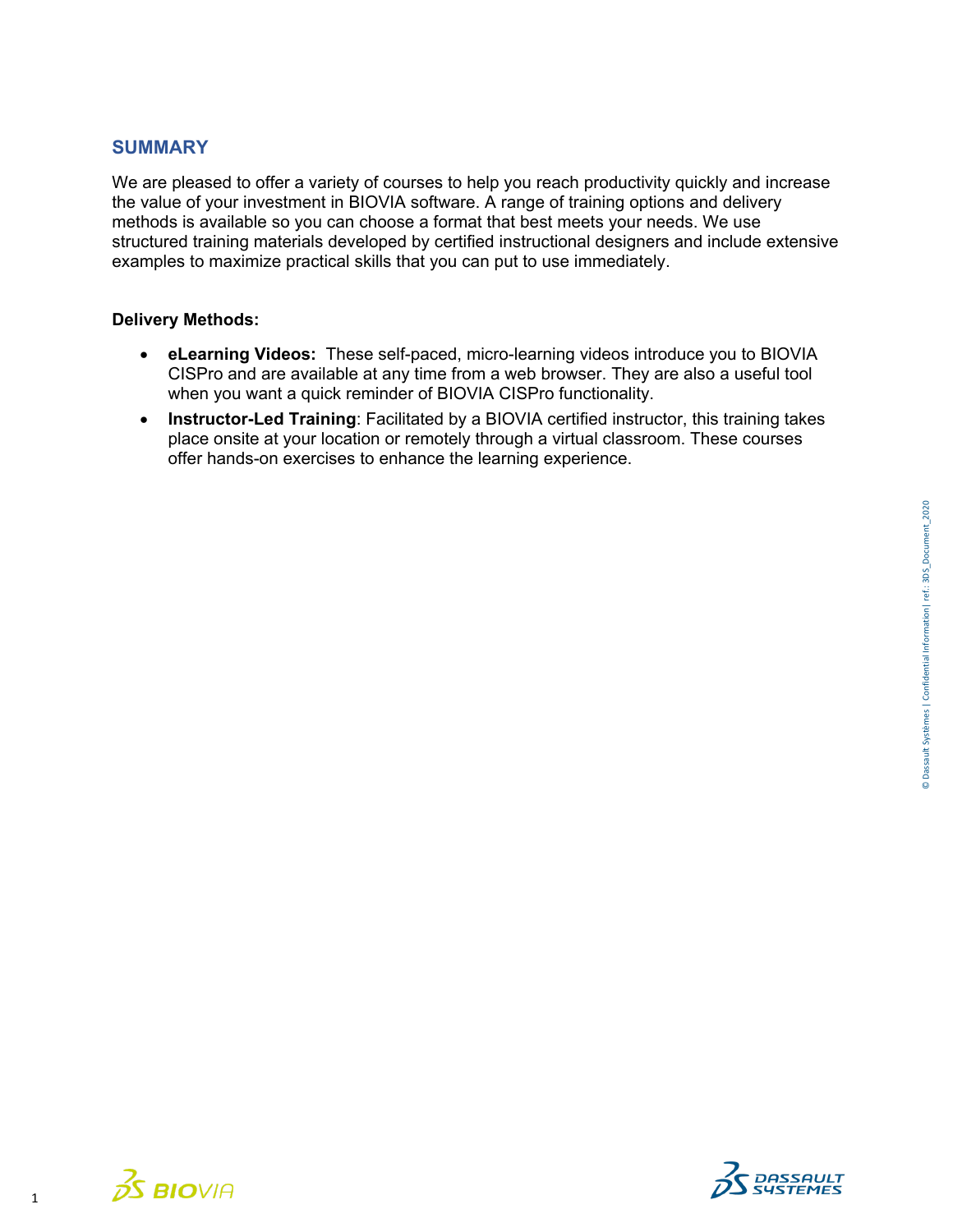## SUMMARY

We are pleased to offer a variety of courses to help you reach productivity quickly and increase the value of your investment in BIOVIA software. A range of training options and delivery methods is available so you can choose a format that best meets your needs. We use structured training materials developed by certified instructional designers and include extensive examples to maximize practical skills that you can put to use immediately.

**Delivery Methods:**

- **eLearning Videos:** These self-paced, micro-learning videos introduce you to BIOVIA CISPro and are available at any time from a web browser. They are also a useful tool when you want a quick reminder of BIOVIA CISPro functionality.
- **Instructor-Led Training**: Facilitated by a BIOVIA certified instructor, this training takes place onsite at your location or remotely through a virtual classroom. These courses offer hands-on exercises to enhance the learning experience.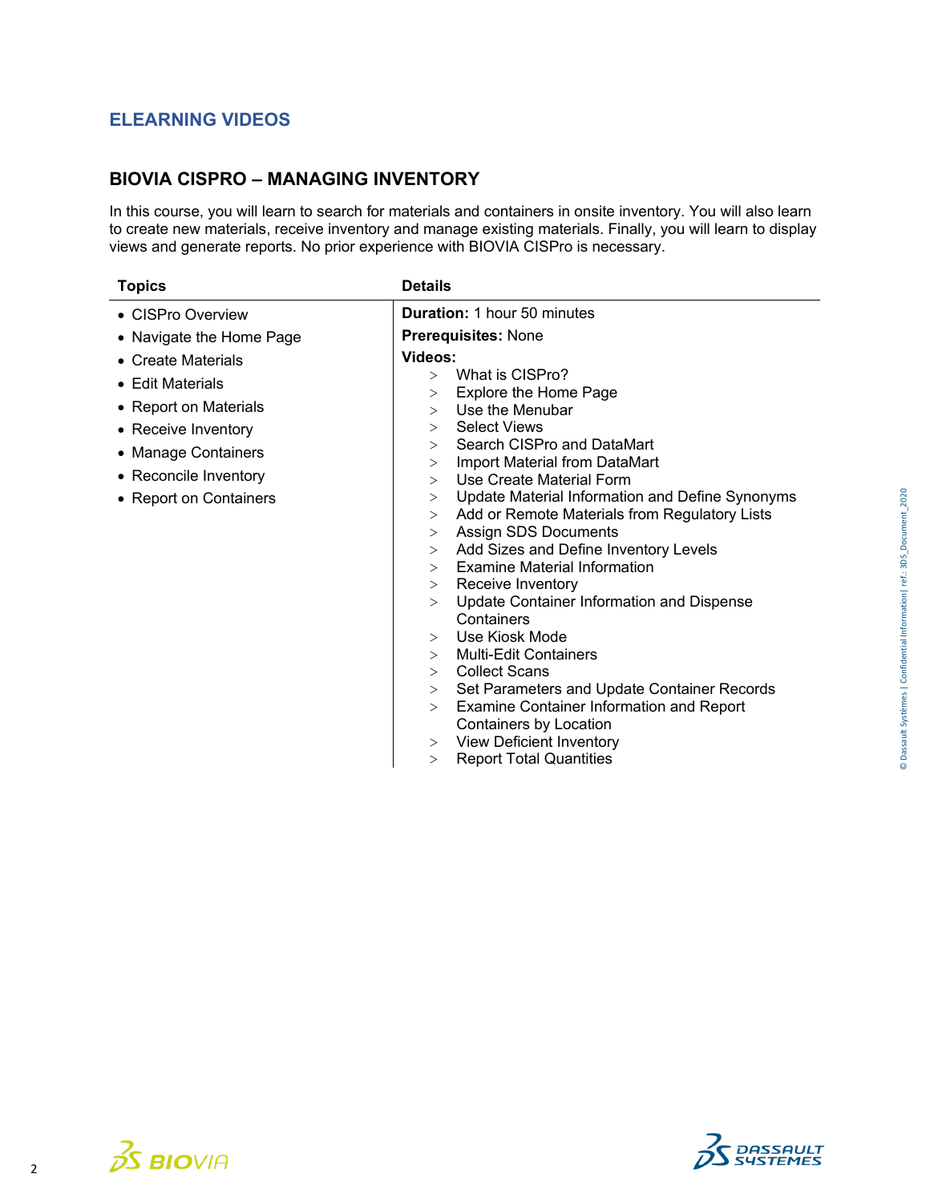## ELEARNING VIDEOS

### BIOVIA CISPRO – MANAGING INVENTORY

In this course, you will learn to search for materials and containers in onsite inventory. You will also learn to create new materials, receive inventory and manage existing materials. Finally, you will learn to display views and generate reports. No prior experience with BIOVIA CISPro is necessary.

| Topics | Details |
| --- | --- |
| • CISPro Overview<br>• Navigate the Home Page<br>• Create Materials<br>• Edit Materials<br>• Report on Materials<br>• Receive Inventory<br>• Manage Containers<br>• Reconcile Inventory<br>• Report on Containers | **Duration:** 1 hour 50 minutes<br>**Prerequisites:** None<br>**Videos:**<br>> What is CISPro?<br>> Explore the Home Page<br>> Use the Menubar<br>> Select Views<br>> Search CISPro and DataMart<br>> Import Material from DataMart<br>> Use Create Material Form<br>> Update Material Information and Define Synonyms<br>> Add or Remote Materials from Regulatory Lists<br>> Assign SDS Documents<br>> Add Sizes and Define Inventory Levels<br>> Examine Material Information<br>> Receive Inventory<br>> Update Container Information and Dispense Containers<br>> Use Kiosk Mode<br>> Multi-Edit Containers<br>> Collect Scans<br>> Set Parameters and Update Container Records<br>> Examine Container Information and Report Containers by Location<br>> View Deficient Inventory<br>> Report Total Quantities |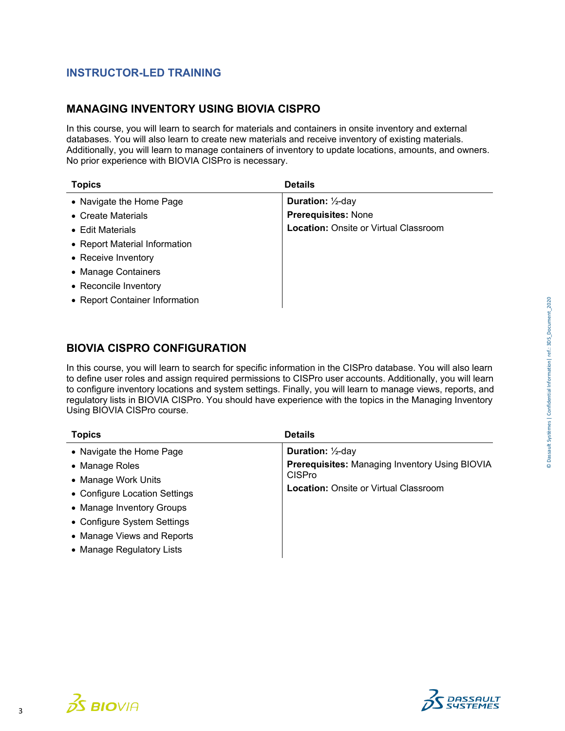## INSTRUCTOR-LED TRAINING

### MANAGING INVENTORY USING BIOVIA CISPRO

In this course, you will learn to search for materials and containers in onsite inventory and external databases. You will also learn to create new materials and receive inventory of existing materials. Additionally, you will learn to manage containers of inventory to update locations, amounts, and owners. No prior experience with BIOVIA CISPro is necessary.

| Topics | Details |
| --- | --- |
| • Navigate the Home Page<br>• Create Materials<br>• Edit Materials<br>• Report Material Information<br>• Receive Inventory<br>• Manage Containers<br>• Reconcile Inventory<br>• Report Container Information | **Duration:** ½-day<br>**Prerequisites:** None<br>**Location:** Onsite or Virtual Classroom |

### BIOVIA CISPRO CONFIGURATION

In this course, you will learn to search for specific information in the CISPro database. You will also learn to define user roles and assign required permissions to CISPro user accounts. Additionally, you will learn to configure inventory locations and system settings. Finally, you will learn to manage views, reports, and regulatory lists in BIOVIA CISPro. You should have experience with the topics in the Managing Inventory Using BIOVIA CISPro course.

| Topics | Details |
| --- | --- |
| • Navigate the Home Page<br>• Manage Roles<br>• Manage Work Units<br>• Configure Location Settings<br>• Manage Inventory Groups<br>• Configure System Settings<br>• Manage Views and Reports<br>• Manage Regulatory Lists | **Duration:** ½-day<br>**Prerequisites:** Managing Inventory Using BIOVIA CISPro<br>**Location:** Onsite or Virtual Classroom |